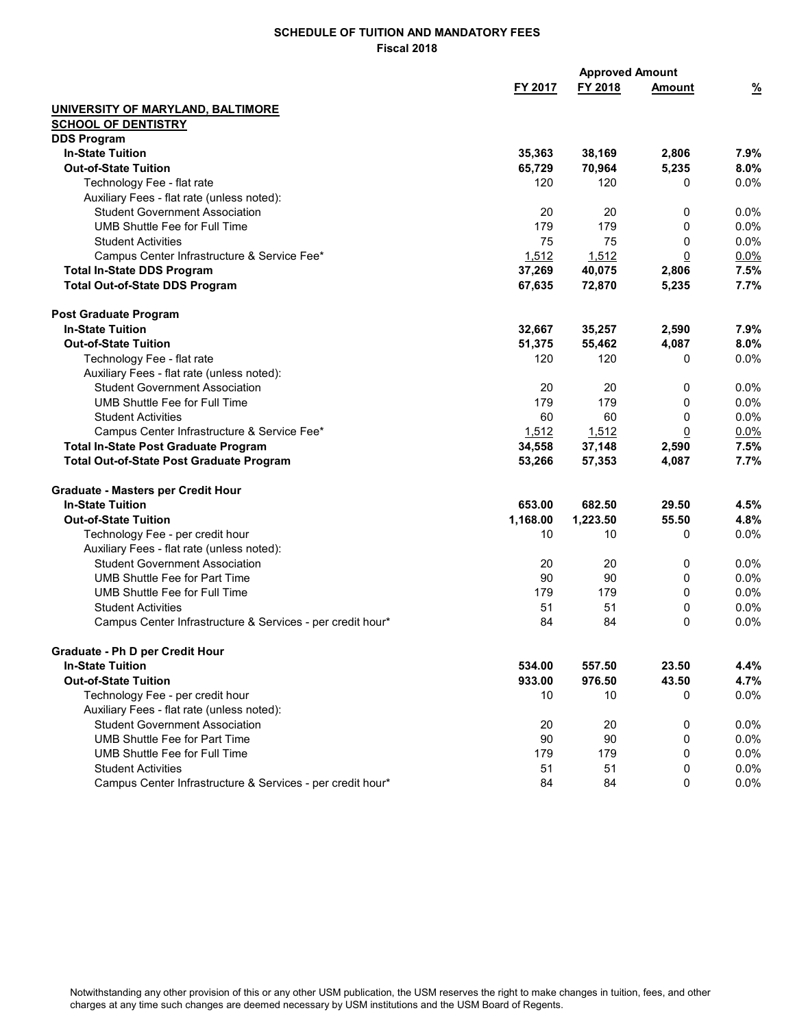**SCHEDULE OF TUITION AND MANDATORY FEES**
**Fiscal 2018**

| | | | Approved Amount | |
|---|---|---|---|---|
| | FY 2017 | FY 2018 | Amount | % |
| **UNIVERSITY OF MARYLAND, BALTIMORE** | | | | |
| **SCHOOL OF DENTISTRY** | | | | |
| **DDS Program** | | | | |
| **In-State Tuition** | **35,363** | **38,169** | **2,806** | **7.9%** |
| **Out-of-State Tuition** | **65,729** | **70,964** | **5,235** | **8.0%** |
| Technology Fee - flat rate | 120 | 120 | 0 | 0.0% |
| Auxiliary Fees - flat rate (unless noted): | | | | |
| Student Government Association | 20 | 20 | 0 | 0.0% |
| UMB Shuttle Fee for Full Time | 179 | 179 | 0 | 0.0% |
| Student Activities | 75 | 75 | 0 | 0.0% |
| Campus Center Infrastructure & Service Fee* | 1,512 | 1,512 | 0 | 0.0% |
| **Total In-State DDS Program** | **37,269** | **40,075** | **2,806** | **7.5%** |
| **Total Out-of-State DDS Program** | **67,635** | **72,870** | **5,235** | **7.7%** |
| | | | | |
| **Post Graduate Program** | | | | |
| **In-State Tuition** | **32,667** | **35,257** | **2,590** | **7.9%** |
| **Out-of-State Tuition** | **51,375** | **55,462** | **4,087** | **8.0%** |
| Technology Fee - flat rate | 120 | 120 | 0 | 0.0% |
| Auxiliary Fees - flat rate (unless noted): | | | | |
| Student Government Association | 20 | 20 | 0 | 0.0% |
| UMB Shuttle Fee for Full Time | 179 | 179 | 0 | 0.0% |
| Student Activities | 60 | 60 | 0 | 0.0% |
| Campus Center Infrastructure & Service Fee* | 1,512 | 1,512 | 0 | 0.0% |
| **Total In-State Post Graduate Program** | **34,558** | **37,148** | **2,590** | **7.5%** |
| **Total Out-of-State Post Graduate Program** | **53,266** | **57,353** | **4,087** | **7.7%** |
| | | | | |
| **Graduate - Masters per Credit Hour** | | | | |
| **In-State Tuition** | **653.00** | **682.50** | **29.50** | **4.5%** |
| **Out-of-State Tuition** | **1,168.00** | **1,223.50** | **55.50** | **4.8%** |
| Technology Fee - per credit hour | 10 | 10 | 0 | 0.0% |
| Auxiliary Fees - flat rate (unless noted): | | | | |
| Student Government Association | 20 | 20 | 0 | 0.0% |
| UMB Shuttle Fee for Part Time | 90 | 90 | 0 | 0.0% |
| UMB Shuttle Fee for Full Time | 179 | 179 | 0 | 0.0% |
| Student Activities | 51 | 51 | 0 | 0.0% |
| Campus Center Infrastructure & Services - per credit hour* | 84 | 84 | 0 | 0.0% |
| | | | | |
| **Graduate - Ph D per Credit Hour** | | | | |
| **In-State Tuition** | **534.00** | **557.50** | **23.50** | **4.4%** |
| **Out-of-State Tuition** | **933.00** | **976.50** | **43.50** | **4.7%** |
| Technology Fee - per credit hour | 10 | 10 | 0 | 0.0% |
| Auxiliary Fees - flat rate (unless noted): | | | | |
| Student Government Association | 20 | 20 | 0 | 0.0% |
| UMB Shuttle Fee for Part Time | 90 | 90 | 0 | 0.0% |
| UMB Shuttle Fee for Full Time | 179 | 179 | 0 | 0.0% |
| Student Activities | 51 | 51 | 0 | 0.0% |
| Campus Center Infrastructure & Services - per credit hour* | 84 | 84 | 0 | 0.0% |

Notwithstanding any other provision of this or any other USM publication, the USM reserves the right to make changes in tuition, fees, and other charges at any time such changes are deemed necessary by USM institutions and the USM Board of Regents.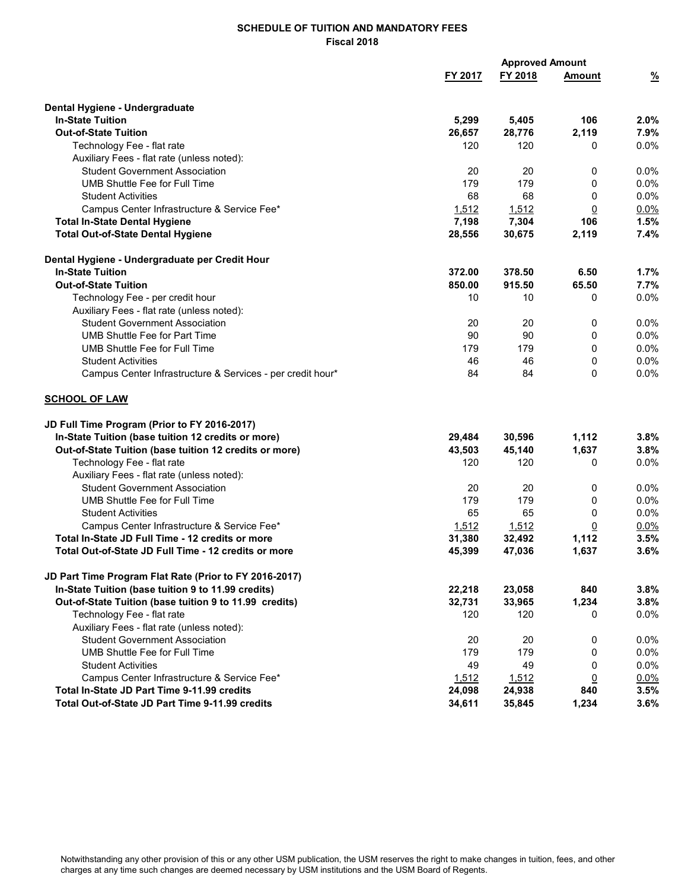**SCHEDULE OF TUITION AND MANDATORY FEES**
**Fiscal 2018**

| | FY 2017 | FY 2018 | Approved Amount | % |
|---|---|---|---|---|
| **Dental Hygiene - Undergraduate** | | | | |
| **In-State Tuition** | **5,299** | **5,405** | **106** | **2.0%** |
| **Out-of-State Tuition** | **26,657** | **28,776** | **2,119** | **7.9%** |
| Technology Fee - flat rate | 120 | 120 | 0 | 0.0% |
| Auxiliary Fees - flat rate (unless noted): | | | | |
| Student Government Association | 20 | 20 | 0 | 0.0% |
| UMB Shuttle Fee for Full Time | 179 | 179 | 0 | 0.0% |
| Student Activities | 68 | 68 | 0 | 0.0% |
| Campus Center Infrastructure & Service Fee* | 1,512 | 1,512 | 0 | 0.0% |
| **Total In-State Dental Hygiene** | **7,198** | **7,304** | **106** | **1.5%** |
| **Total Out-of-State Dental Hygiene** | **28,556** | **30,675** | **2,119** | **7.4%** |
| **Dental Hygiene - Undergraduate per Credit Hour** | | | | |
| **In-State Tuition** | **372.00** | **378.50** | **6.50** | **1.7%** |
| **Out-of-State Tuition** | **850.00** | **915.50** | **65.50** | **7.7%** |
| Technology Fee - per credit hour | 10 | 10 | 0 | 0.0% |
| Auxiliary Fees - flat rate (unless noted): | | | | |
| Student Government Association | 20 | 20 | 0 | 0.0% |
| UMB Shuttle Fee for Part Time | 90 | 90 | 0 | 0.0% |
| UMB Shuttle Fee for Full Time | 179 | 179 | 0 | 0.0% |
| Student Activities | 46 | 46 | 0 | 0.0% |
| Campus Center Infrastructure & Services - per credit hour* | 84 | 84 | 0 | 0.0% |
| **SCHOOL OF LAW** | | | | |
| **JD Full Time Program (Prior to FY 2016-2017)** | | | | |
| **In-State Tuition (base tuition 12 credits or more)** | **29,484** | **30,596** | **1,112** | **3.8%** |
| **Out-of-State Tuition (base tuition 12 credits or more)** | **43,503** | **45,140** | **1,637** | **3.8%** |
| Technology Fee - flat rate | 120 | 120 | 0 | 0.0% |
| Auxiliary Fees - flat rate (unless noted): | | | | |
| Student Government Association | 20 | 20 | 0 | 0.0% |
| UMB Shuttle Fee for Full Time | 179 | 179 | 0 | 0.0% |
| Student Activities | 65 | 65 | 0 | 0.0% |
| Campus Center Infrastructure & Service Fee* | 1,512 | 1,512 | 0 | 0.0% |
| **Total In-State JD Full Time - 12 credits or more** | **31,380** | **32,492** | **1,112** | **3.5%** |
| **Total Out-of-State JD Full Time - 12 credits or more** | **45,399** | **47,036** | **1,637** | **3.6%** |
| **JD Part Time Program Flat Rate (Prior to FY 2016-2017)** | | | | |
| **In-State Tuition (base tuition 9 to 11.99 credits)** | **22,218** | **23,058** | **840** | **3.8%** |
| **Out-of-State Tuition (base tuition 9 to 11.99 credits)** | **32,731** | **33,965** | **1,234** | **3.8%** |
| Technology Fee - flat rate | 120 | 120 | 0 | 0.0% |
| Auxiliary Fees - flat rate (unless noted): | | | | |
| Student Government Association | 20 | 20 | 0 | 0.0% |
| UMB Shuttle Fee for Full Time | 179 | 179 | 0 | 0.0% |
| Student Activities | 49 | 49 | 0 | 0.0% |
| Campus Center Infrastructure & Service Fee* | 1,512 | 1,512 | 0 | 0.0% |
| **Total In-State JD Part Time 9-11.99 credits** | **24,098** | **24,938** | **840** | **3.5%** |
| **Total Out-of-State JD Part Time 9-11.99 credits** | **34,611** | **35,845** | **1,234** | **3.6%** |

Notwithstanding any other provision of this or any other USM publication, the USM reserves the right to make changes in tuition, fees, and other charges at any time such changes are deemed necessary by USM institutions and the USM Board of Regents.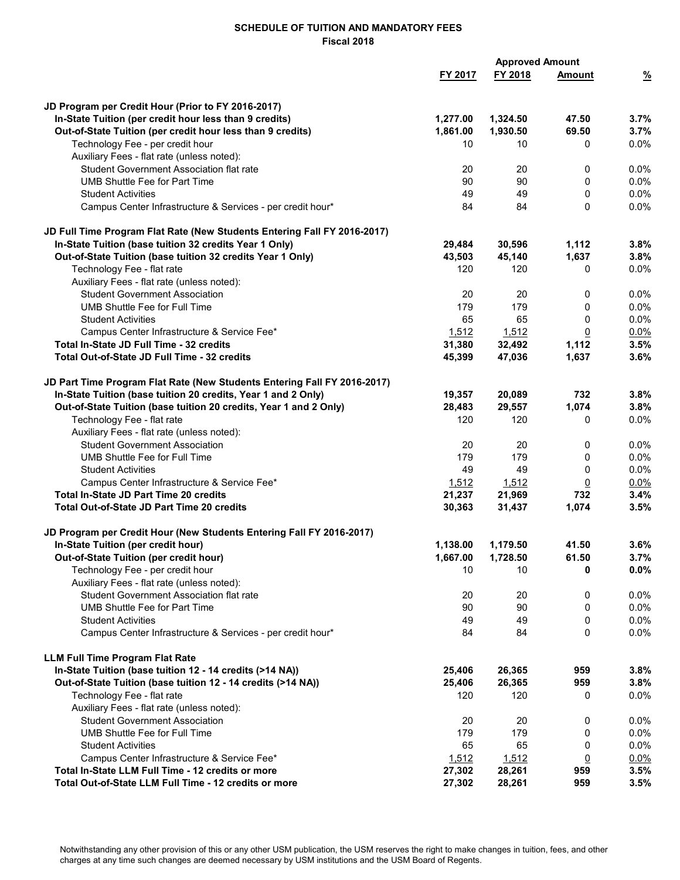**SCHEDULE OF TUITION AND MANDATORY FEES**
**Fiscal 2018**

| | FY 2017 | FY 2018 | Approved Amount | % |
|---|---|---|---|---|
| **JD Program per Credit Hour (Prior to FY 2016-2017)** | | | | |
| **In-State Tuition (per credit hour less than 9 credits)** | **1,277.00** | **1,324.50** | **47.50** | **3.7%** |
| **Out-of-State Tuition (per credit hour less than 9 credits)** | **1,861.00** | **1,930.50** | **69.50** | **3.7%** |
| Technology Fee - per credit hour | 10 | 10 | 0 | 0.0% |
| Auxiliary Fees - flat rate (unless noted): | | | | |
| Student Government Association flat rate | 20 | 20 | 0 | 0.0% |
| UMB Shuttle Fee for Part Time | 90 | 90 | 0 | 0.0% |
| Student Activities | 49 | 49 | 0 | 0.0% |
| Campus Center Infrastructure & Services - per credit hour* | 84 | 84 | 0 | 0.0% |
| **JD Full Time Program Flat Rate (New Students Entering Fall FY 2016-2017)** | | | | |
| **In-State Tuition (base tuition 32 credits Year 1 Only)** | **29,484** | **30,596** | **1,112** | **3.8%** |
| **Out-of-State Tuition (base tuition 32 credits Year 1 Only)** | **43,503** | **45,140** | **1,637** | **3.8%** |
| Technology Fee - flat rate | 120 | 120 | 0 | 0.0% |
| Auxiliary Fees - flat rate (unless noted): | | | | |
| Student Government Association | 20 | 20 | 0 | 0.0% |
| UMB Shuttle Fee for Full Time | 179 | 179 | 0 | 0.0% |
| Student Activities | 65 | 65 | 0 | 0.0% |
| Campus Center Infrastructure & Service Fee* | 1,512 | 1,512 | 0 | 0.0% |
| **Total In-State JD Full Time - 32 credits** | **31,380** | **32,492** | **1,112** | **3.5%** |
| **Total Out-of-State JD Full Time - 32 credits** | **45,399** | **47,036** | **1,637** | **3.6%** |
| **JD Part Time Program Flat Rate (New Students Entering Fall FY 2016-2017)** | | | | |
| **In-State Tuition (base tuition 20 credits, Year 1 and 2 Only)** | **19,357** | **20,089** | **732** | **3.8%** |
| **Out-of-State Tuition (base tuition 20 credits, Year 1 and 2 Only)** | **28,483** | **29,557** | **1,074** | **3.8%** |
| Technology Fee - flat rate | 120 | 120 | 0 | 0.0% |
| Auxiliary Fees - flat rate (unless noted): | | | | |
| Student Government Association | 20 | 20 | 0 | 0.0% |
| UMB Shuttle Fee for Full Time | 179 | 179 | 0 | 0.0% |
| Student Activities | 49 | 49 | 0 | 0.0% |
| Campus Center Infrastructure & Service Fee* | 1,512 | 1,512 | 0 | 0.0% |
| **Total In-State JD Part Time 20 credits** | **21,237** | **21,969** | **732** | **3.4%** |
| **Total Out-of-State JD Part Time 20 credits** | **30,363** | **31,437** | **1,074** | **3.5%** |
| **JD Program per Credit Hour (New Students Entering Fall FY 2016-2017)** | | | | |
| **In-State Tuition (per credit hour)** | **1,138.00** | **1,179.50** | **41.50** | **3.6%** |
| **Out-of-State Tuition (per credit hour)** | **1,667.00** | **1,728.50** | **61.50** | **3.7%** |
| Technology Fee - per credit hour | 10 | 10 | **0** | **0.0%** |
| Auxiliary Fees - flat rate (unless noted): | | | | |
| Student Government Association flat rate | 20 | 20 | 0 | 0.0% |
| UMB Shuttle Fee for Part Time | 90 | 90 | 0 | 0.0% |
| Student Activities | 49 | 49 | 0 | 0.0% |
| Campus Center Infrastructure & Services - per credit hour* | 84 | 84 | 0 | 0.0% |
| **LLM Full Time Program Flat Rate** | | | | |
| **In-State Tuition (base tuition 12 - 14 credits (>14 NA))** | **25,406** | **26,365** | **959** | **3.8%** |
| **Out-of-State Tuition (base tuition 12 - 14 credits (>14 NA))** | **25,406** | **26,365** | **959** | **3.8%** |
| Technology Fee - flat rate | 120 | 120 | 0 | 0.0% |
| Auxiliary Fees - flat rate (unless noted): | | | | |
| Student Government Association | 20 | 20 | 0 | 0.0% |
| UMB Shuttle Fee for Full Time | 179 | 179 | 0 | 0.0% |
| Student Activities | 65 | 65 | 0 | 0.0% |
| Campus Center Infrastructure & Service Fee* | 1,512 | 1,512 | 0 | 0.0% |
| **Total In-State LLM Full Time - 12 credits or more** | **27,302** | **28,261** | **959** | **3.5%** |
| **Total Out-of-State LLM Full Time - 12 credits or more** | **27,302** | **28,261** | **959** | **3.5%** |

Notwithstanding any other provision of this or any other USM publication, the USM reserves the right to make changes in tuition, fees, and other charges at any time such changes are deemed necessary by USM institutions and the USM Board of Regents.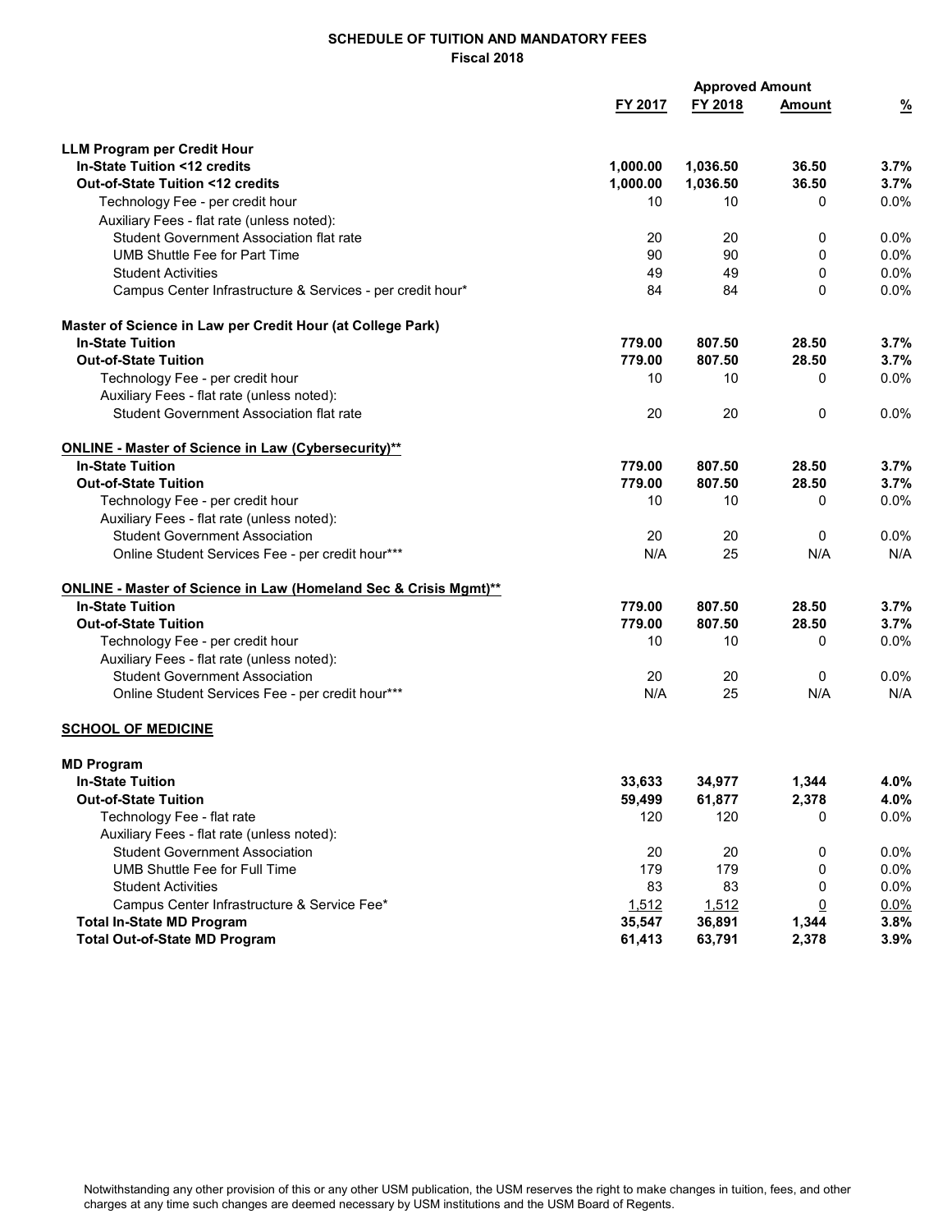**SCHEDULE OF TUITION AND MANDATORY FEES**
**Fiscal 2018**

| | FY 2017 | FY 2018 | Approved Amount | % |
|---|---|---|---|---|
| **LLM Program per Credit Hour** | | | | |
| **In-State Tuition <12 credits** | **1,000.00** | **1,036.50** | **36.50** | **3.7%** |
| **Out-of-State Tuition <12 credits** | **1,000.00** | **1,036.50** | **36.50** | **3.7%** |
| Technology Fee - per credit hour | 10 | 10 | 0 | 0.0% |
| Auxiliary Fees - flat rate (unless noted): | | | | |
| Student Government Association flat rate | 20 | 20 | 0 | 0.0% |
| UMB Shuttle Fee for Part Time | 90 | 90 | 0 | 0.0% |
| Student Activities | 49 | 49 | 0 | 0.0% |
| Campus Center Infrastructure & Services - per credit hour* | 84 | 84 | 0 | 0.0% |
| **Master of Science in Law per Credit Hour (at College Park)** | | | | |
| **In-State Tuition** | **779.00** | **807.50** | **28.50** | **3.7%** |
| **Out-of-State Tuition** | **779.00** | **807.50** | **28.50** | **3.7%** |
| Technology Fee - per credit hour | 10 | 10 | 0 | 0.0% |
| Auxiliary Fees - flat rate (unless noted): | | | | |
| Student Government Association flat rate | 20 | 20 | 0 | 0.0% |
| **ONLINE - Master of Science in Law (Cybersecurity)**** | | | | |
| **In-State Tuition** | **779.00** | **807.50** | **28.50** | **3.7%** |
| **Out-of-State Tuition** | **779.00** | **807.50** | **28.50** | **3.7%** |
| Technology Fee - per credit hour | 10 | 10 | 0 | 0.0% |
| Auxiliary Fees - flat rate (unless noted): | | | | |
| Student Government Association | 20 | 20 | 0 | 0.0% |
| Online Student Services Fee - per credit hour*** | N/A | 25 | N/A | N/A |
| **ONLINE - Master of Science in Law (Homeland Sec & Crisis Mgmt)**** | | | | |
| **In-State Tuition** | **779.00** | **807.50** | **28.50** | **3.7%** |
| **Out-of-State Tuition** | **779.00** | **807.50** | **28.50** | **3.7%** |
| Technology Fee - per credit hour | 10 | 10 | 0 | 0.0% |
| Auxiliary Fees - flat rate (unless noted): | | | | |
| Student Government Association | 20 | 20 | 0 | 0.0% |
| Online Student Services Fee - per credit hour*** | N/A | 25 | N/A | N/A |
| **SCHOOL OF MEDICINE** | | | | |
| **MD Program** | | | | |
| **In-State Tuition** | **33,633** | **34,977** | **1,344** | **4.0%** |
| **Out-of-State Tuition** | **59,499** | **61,877** | **2,378** | **4.0%** |
| Technology Fee - flat rate | 120 | 120 | 0 | 0.0% |
| Auxiliary Fees - flat rate (unless noted): | | | | |
| Student Government Association | 20 | 20 | 0 | 0.0% |
| UMB Shuttle Fee for Full Time | 179 | 179 | 0 | 0.0% |
| Student Activities | 83 | 83 | 0 | 0.0% |
| Campus Center Infrastructure & Service Fee* | 1,512 | 1,512 | 0 | 0.0% |
| **Total In-State MD Program** | **35,547** | **36,891** | **1,344** | **3.8%** |
| **Total Out-of-State MD Program** | **61,413** | **63,791** | **2,378** | **3.9%** |

Notwithstanding any other provision of this or any other USM publication, the USM reserves the right to make changes in tuition, fees, and other charges at any time such changes are deemed necessary by USM institutions and the USM Board of Regents.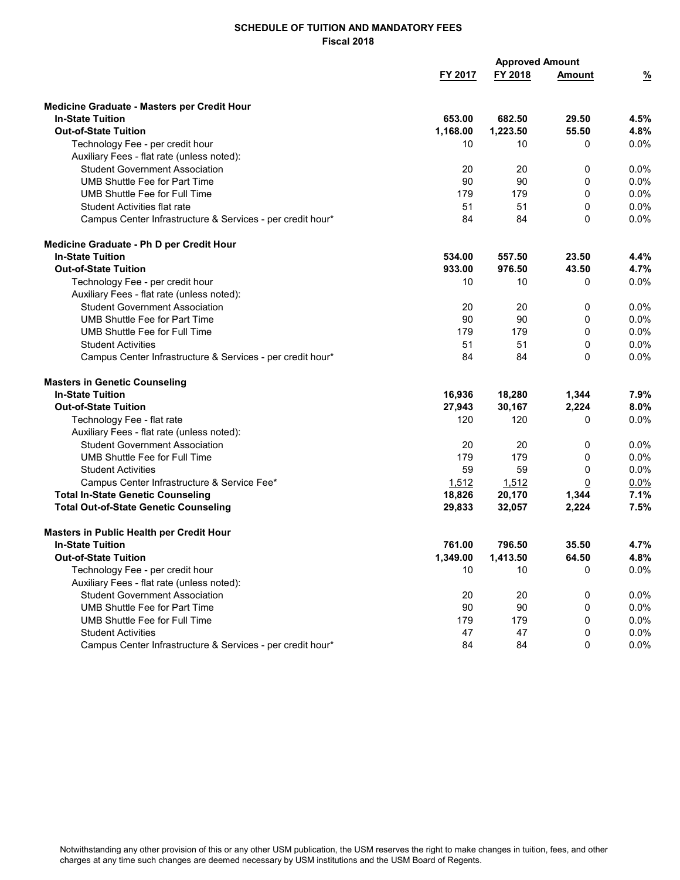**SCHEDULE OF TUITION AND MANDATORY FEES**
**Fiscal 2018**

| | FY 2017 | FY 2018 | Approved Amount | % |
|---|---|---|---|---|
| **Medicine Graduate - Masters per Credit Hour** | | | | |
| **In-State Tuition** | **653.00** | **682.50** | **29.50** | **4.5%** |
| **Out-of-State Tuition** | **1,168.00** | **1,223.50** | **55.50** | **4.8%** |
| Technology Fee - per credit hour | 10 | 10 | 0 | 0.0% |
| Auxiliary Fees - flat rate (unless noted): | | | | |
| Student Government Association | 20 | 20 | 0 | 0.0% |
| UMB Shuttle Fee for Part Time | 90 | 90 | 0 | 0.0% |
| UMB Shuttle Fee for Full Time | 179 | 179 | 0 | 0.0% |
| Student Activities flat rate | 51 | 51 | 0 | 0.0% |
| Campus Center Infrastructure & Services - per credit hour* | 84 | 84 | 0 | 0.0% |
| **Medicine Graduate - Ph D per Credit Hour** | | | | |
| **In-State Tuition** | **534.00** | **557.50** | **23.50** | **4.4%** |
| **Out-of-State Tuition** | **933.00** | **976.50** | **43.50** | **4.7%** |
| Technology Fee - per credit hour | 10 | 10 | 0 | 0.0% |
| Auxiliary Fees - flat rate (unless noted): | | | | |
| Student Government Association | 20 | 20 | 0 | 0.0% |
| UMB Shuttle Fee for Part Time | 90 | 90 | 0 | 0.0% |
| UMB Shuttle Fee for Full Time | 179 | 179 | 0 | 0.0% |
| Student Activities | 51 | 51 | 0 | 0.0% |
| Campus Center Infrastructure & Services - per credit hour* | 84 | 84 | 0 | 0.0% |
| **Masters in Genetic Counseling** | | | | |
| **In-State Tuition** | **16,936** | **18,280** | **1,344** | **7.9%** |
| **Out-of-State Tuition** | **27,943** | **30,167** | **2,224** | **8.0%** |
| Technology Fee - flat rate | 120 | 120 | 0 | 0.0% |
| Auxiliary Fees - flat rate (unless noted): | | | | |
| Student Government Association | 20 | 20 | 0 | 0.0% |
| UMB Shuttle Fee for Full Time | 179 | 179 | 0 | 0.0% |
| Student Activities | 59 | 59 | 0 | 0.0% |
| Campus Center Infrastructure & Service Fee* | 1,512 | 1,512 | 0 | 0.0% |
| **Total In-State Genetic Counseling** | **18,826** | **20,170** | **1,344** | **7.1%** |
| **Total Out-of-State Genetic Counseling** | **29,833** | **32,057** | **2,224** | **7.5%** |
| **Masters in Public Health per Credit Hour** | | | | |
| **In-State Tuition** | **761.00** | **796.50** | **35.50** | **4.7%** |
| **Out-of-State Tuition** | **1,349.00** | **1,413.50** | **64.50** | **4.8%** |
| Technology Fee - per credit hour | 10 | 10 | 0 | 0.0% |
| Auxiliary Fees - flat rate (unless noted): | | | | |
| Student Government Association | 20 | 20 | 0 | 0.0% |
| UMB Shuttle Fee for Part Time | 90 | 90 | 0 | 0.0% |
| UMB Shuttle Fee for Full Time | 179 | 179 | 0 | 0.0% |
| Student Activities | 47 | 47 | 0 | 0.0% |
| Campus Center Infrastructure & Services - per credit hour* | 84 | 84 | 0 | 0.0% |

Notwithstanding any other provision of this or any other USM publication, the USM reserves the right to make changes in tuition, fees, and other charges at any time such changes are deemed necessary by USM institutions and the USM Board of Regents.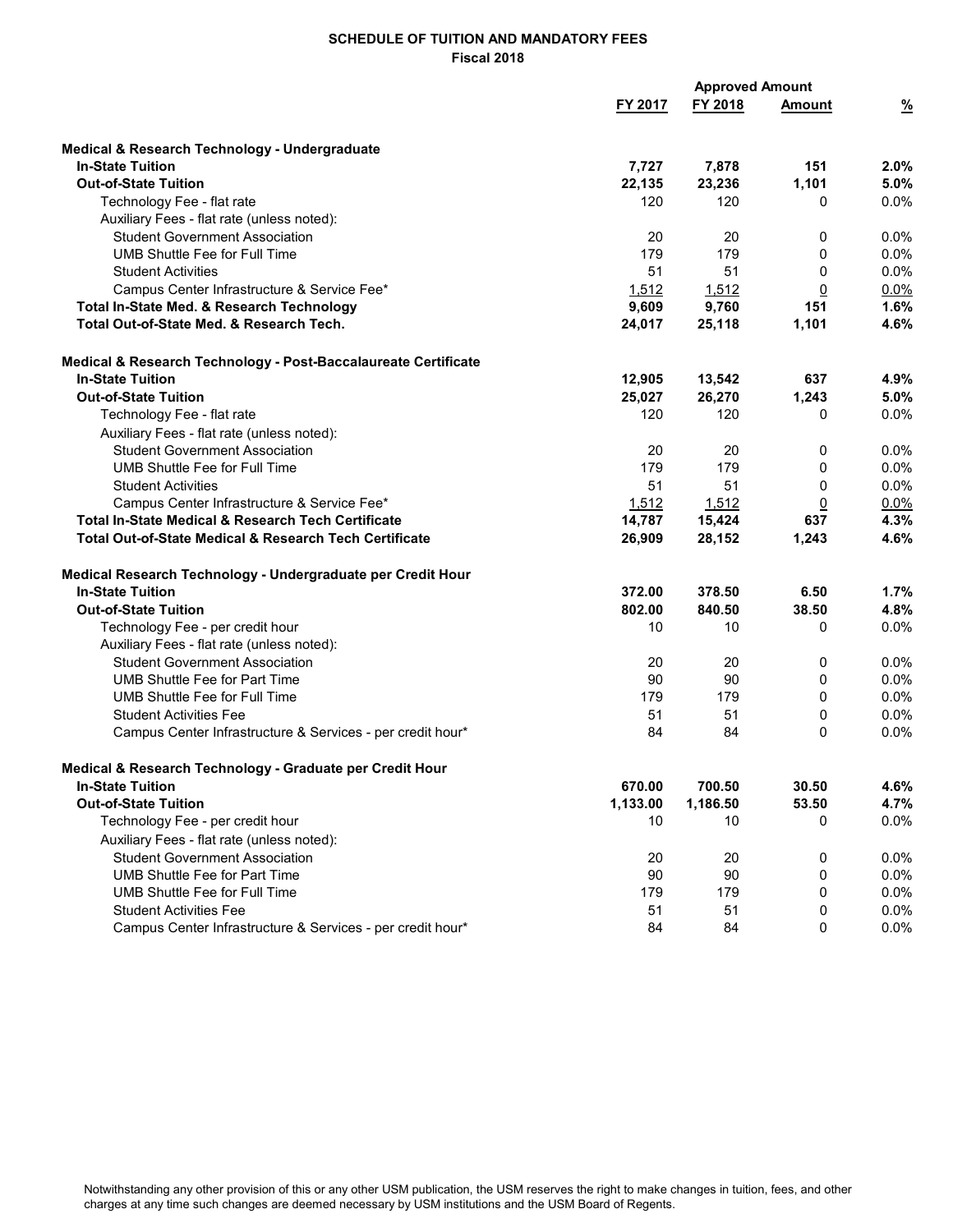**SCHEDULE OF TUITION AND MANDATORY FEES**
**Fiscal 2018**

| | FY 2017 | FY 2018 | Approved Amount | % |
|---|---|---|---|---|
| **Medical & Research Technology - Undergraduate** | | | | |
| **In-State Tuition** | **7,727** | **7,878** | **151** | **2.0%** |
| **Out-of-State Tuition** | **22,135** | **23,236** | **1,101** | **5.0%** |
| Technology Fee - flat rate | 120 | 120 | 0 | 0.0% |
| Auxiliary Fees - flat rate (unless noted): | | | | |
| Student Government Association | 20 | 20 | 0 | 0.0% |
| UMB Shuttle Fee for Full Time | 179 | 179 | 0 | 0.0% |
| Student Activities | 51 | 51 | 0 | 0.0% |
| Campus Center Infrastructure & Service Fee* | 1,512 | 1,512 | 0 | 0.0% |
| **Total In-State Med. & Research Technology** | **9,609** | **9,760** | **151** | **1.6%** |
| **Total Out-of-State Med. & Research Tech.** | **24,017** | **25,118** | **1,101** | **4.6%** |
| **Medical & Research Technology - Post-Baccalaureate Certificate** | | | | |
| **In-State Tuition** | **12,905** | **13,542** | **637** | **4.9%** |
| **Out-of-State Tuition** | **25,027** | **26,270** | **1,243** | **5.0%** |
| Technology Fee - flat rate | 120 | 120 | 0 | 0.0% |
| Auxiliary Fees - flat rate (unless noted): | | | | |
| Student Government Association | 20 | 20 | 0 | 0.0% |
| UMB Shuttle Fee for Full Time | 179 | 179 | 0 | 0.0% |
| Student Activities | 51 | 51 | 0 | 0.0% |
| Campus Center Infrastructure & Service Fee* | 1,512 | 1,512 | 0 | 0.0% |
| **Total In-State Medical & Research Tech Certificate** | **14,787** | **15,424** | **637** | **4.3%** |
| **Total Out-of-State Medical & Research Tech Certificate** | **26,909** | **28,152** | **1,243** | **4.6%** |
| **Medical Research Technology - Undergraduate per Credit Hour** | | | | |
| **In-State Tuition** | **372.00** | **378.50** | **6.50** | **1.7%** |
| **Out-of-State Tuition** | **802.00** | **840.50** | **38.50** | **4.8%** |
| Technology Fee - per credit hour | 10 | 10 | 0 | 0.0% |
| Auxiliary Fees - flat rate (unless noted): | | | | |
| Student Government Association | 20 | 20 | 0 | 0.0% |
| UMB Shuttle Fee for Part Time | 90 | 90 | 0 | 0.0% |
| UMB Shuttle Fee for Full Time | 179 | 179 | 0 | 0.0% |
| Student Activities Fee | 51 | 51 | 0 | 0.0% |
| Campus Center Infrastructure & Services - per credit hour* | 84 | 84 | 0 | 0.0% |
| **Medical & Research Technology - Graduate per Credit Hour** | | | | |
| **In-State Tuition** | **670.00** | **700.50** | **30.50** | **4.6%** |
| **Out-of-State Tuition** | **1,133.00** | **1,186.50** | **53.50** | **4.7%** |
| Technology Fee - per credit hour | 10 | 10 | 0 | 0.0% |
| Auxiliary Fees - flat rate (unless noted): | | | | |
| Student Government Association | 20 | 20 | 0 | 0.0% |
| UMB Shuttle Fee for Part Time | 90 | 90 | 0 | 0.0% |
| UMB Shuttle Fee for Full Time | 179 | 179 | 0 | 0.0% |
| Student Activities Fee | 51 | 51 | 0 | 0.0% |
| Campus Center Infrastructure & Services - per credit hour* | 84 | 84 | 0 | 0.0% |

Notwithstanding any other provision of this or any other USM publication, the USM reserves the right to make changes in tuition, fees, and other charges at any time such changes are deemed necessary by USM institutions and the USM Board of Regents.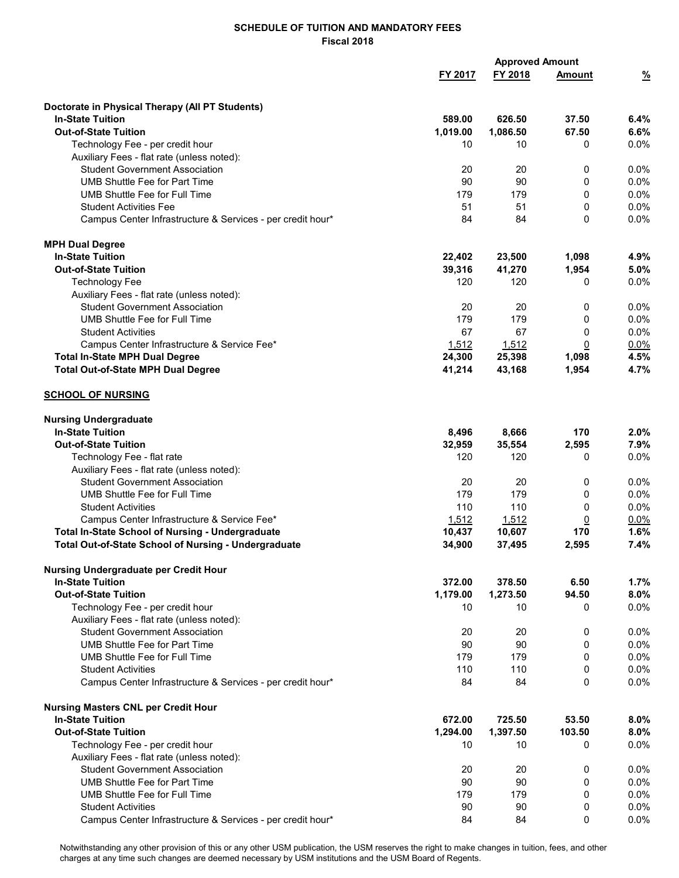**SCHEDULE OF TUITION AND MANDATORY FEES**
**Fiscal 2018**

| | | | Approved Amount | |
|---|---|---|---|---|
| | FY 2017 | FY 2018 | Amount | % |
| **Doctorate in Physical Therapy (All PT Students)** | | | | |
| **In-State Tuition** | **589.00** | **626.50** | **37.50** | **6.4%** |
| **Out-of-State Tuition** | **1,019.00** | **1,086.50** | **67.50** | **6.6%** |
| Technology Fee - per credit hour | 10 | 10 | 0 | 0.0% |
| Auxiliary Fees - flat rate (unless noted): | | | | |
| Student Government Association | 20 | 20 | 0 | 0.0% |
| UMB Shuttle Fee for Part Time | 90 | 90 | 0 | 0.0% |
| UMB Shuttle Fee for Full Time | 179 | 179 | 0 | 0.0% |
| Student Activities Fee | 51 | 51 | 0 | 0.0% |
| Campus Center Infrastructure & Services - per credit hour* | 84 | 84 | 0 | 0.0% |
| **MPH Dual Degree** | | | | |
| **In-State Tuition** | **22,402** | **23,500** | **1,098** | **4.9%** |
| **Out-of-State Tuition** | **39,316** | **41,270** | **1,954** | **5.0%** |
| Technology Fee | 120 | 120 | 0 | 0.0% |
| Auxiliary Fees - flat rate (unless noted): | | | | |
| Student Government Association | 20 | 20 | 0 | 0.0% |
| UMB Shuttle Fee for Full Time | 179 | 179 | 0 | 0.0% |
| Student Activities | 67 | 67 | 0 | 0.0% |
| Campus Center Infrastructure & Service Fee* | 1,512 | 1,512 | 0 | 0.0% |
| **Total In-State MPH Dual Degree** | **24,300** | **25,398** | **1,098** | **4.5%** |
| **Total Out-of-State MPH Dual Degree** | **41,214** | **43,168** | **1,954** | **4.7%** |
| **SCHOOL OF NURSING** | | | | |
| **Nursing Undergraduate** | | | | |
| **In-State Tuition** | **8,496** | **8,666** | **170** | **2.0%** |
| **Out-of-State Tuition** | **32,959** | **35,554** | **2,595** | **7.9%** |
| Technology Fee - flat rate | 120 | 120 | 0 | 0.0% |
| Auxiliary Fees - flat rate (unless noted): | | | | |
| Student Government Association | 20 | 20 | 0 | 0.0% |
| UMB Shuttle Fee for Full Time | 179 | 179 | 0 | 0.0% |
| Student Activities | 110 | 110 | 0 | 0.0% |
| Campus Center Infrastructure & Service Fee* | 1,512 | 1,512 | 0 | 0.0% |
| **Total In-State School of Nursing - Undergraduate** | **10,437** | **10,607** | **170** | **1.6%** |
| **Total Out-of-State School of Nursing - Undergraduate** | **34,900** | **37,495** | **2,595** | **7.4%** |
| **Nursing Undergraduate per Credit Hour** | | | | |
| **In-State Tuition** | **372.00** | **378.50** | **6.50** | **1.7%** |
| **Out-of-State Tuition** | **1,179.00** | **1,273.50** | **94.50** | **8.0%** |
| Technology Fee - per credit hour | 10 | 10 | 0 | 0.0% |
| Auxiliary Fees - flat rate (unless noted): | | | | |
| Student Government Association | 20 | 20 | 0 | 0.0% |
| UMB Shuttle Fee for Part Time | 90 | 90 | 0 | 0.0% |
| UMB Shuttle Fee for Full Time | 179 | 179 | 0 | 0.0% |
| Student Activities | 110 | 110 | 0 | 0.0% |
| Campus Center Infrastructure & Services - per credit hour* | 84 | 84 | 0 | 0.0% |
| **Nursing Masters CNL per Credit Hour** | | | | |
| **In-State Tuition** | **672.00** | **725.50** | **53.50** | **8.0%** |
| **Out-of-State Tuition** | **1,294.00** | **1,397.50** | **103.50** | **8.0%** |
| Technology Fee - per credit hour | 10 | 10 | 0 | 0.0% |
| Auxiliary Fees - flat rate (unless noted): | | | | |
| Student Government Association | 20 | 20 | 0 | 0.0% |
| UMB Shuttle Fee for Part Time | 90 | 90 | 0 | 0.0% |
| UMB Shuttle Fee for Full Time | 179 | 179 | 0 | 0.0% |
| Student Activities | 90 | 90 | 0 | 0.0% |
| Campus Center Infrastructure & Services - per credit hour* | 84 | 84 | 0 | 0.0% |

Notwithstanding any other provision of this or any other USM publication, the USM reserves the right to make changes in tuition, fees, and other charges at any time such changes are deemed necessary by USM institutions and the USM Board of Regents.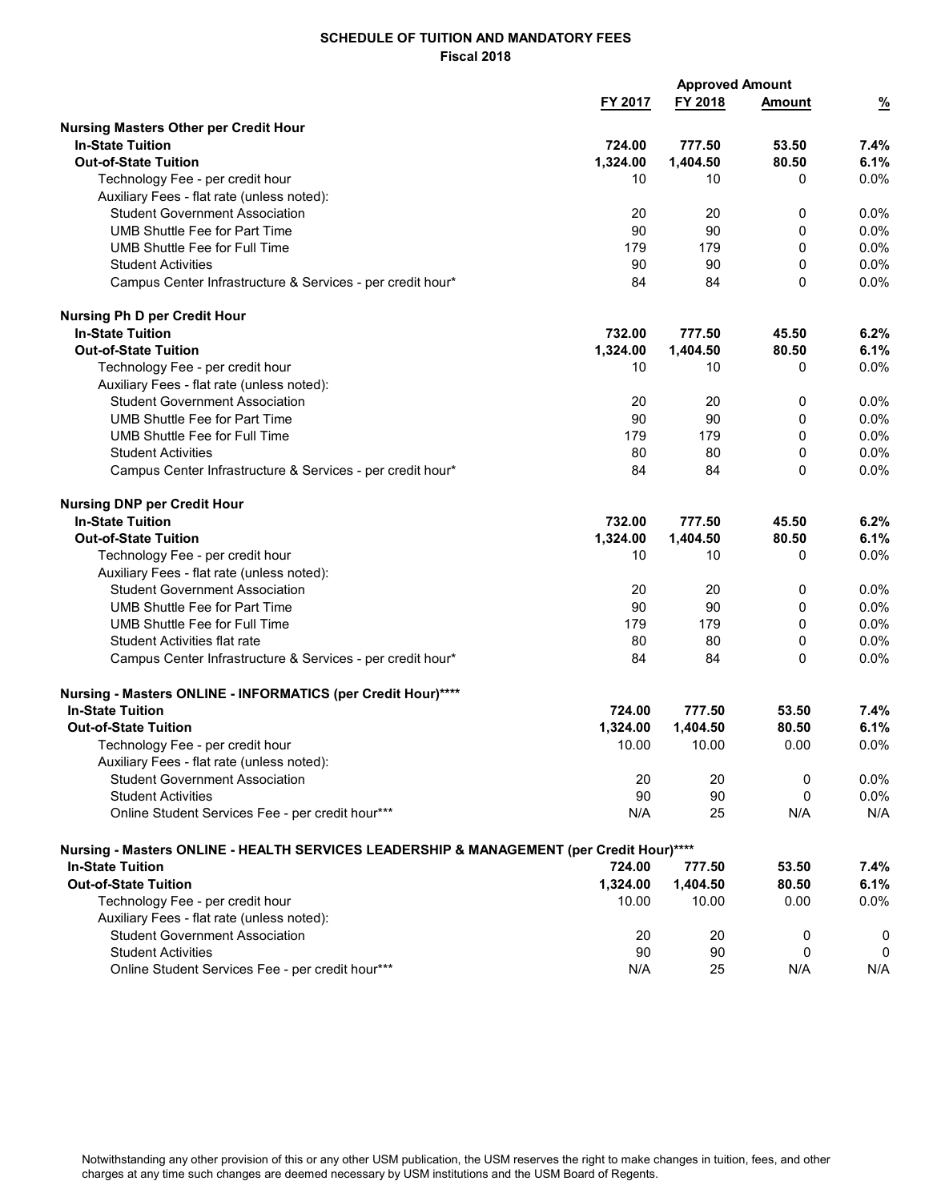**SCHEDULE OF TUITION AND MANDATORY FEES**
**Fiscal 2018**

| | | | Approved Amount | |
|---|---|---|---|---|
| | FY 2017 | FY 2018 | Amount | % |
| **Nursing Masters Other per Credit Hour** | | | | |
| **In-State Tuition** | **724.00** | **777.50** | **53.50** | **7.4%** |
| **Out-of-State Tuition** | **1,324.00** | **1,404.50** | **80.50** | **6.1%** |
| Technology Fee - per credit hour | 10 | 10 | 0 | 0.0% |
| Auxiliary Fees - flat rate (unless noted): | | | | |
| Student Government Association | 20 | 20 | 0 | 0.0% |
| UMB Shuttle Fee for Part Time | 90 | 90 | 0 | 0.0% |
| UMB Shuttle Fee for Full Time | 179 | 179 | 0 | 0.0% |
| Student Activities | 90 | 90 | 0 | 0.0% |
| Campus Center Infrastructure & Services - per credit hour* | 84 | 84 | 0 | 0.0% |
| | | | | |
| **Nursing Ph D per Credit Hour** | | | | |
| **In-State Tuition** | **732.00** | **777.50** | **45.50** | **6.2%** |
| **Out-of-State Tuition** | **1,324.00** | **1,404.50** | **80.50** | **6.1%** |
| Technology Fee - per credit hour | 10 | 10 | 0 | 0.0% |
| Auxiliary Fees - flat rate (unless noted): | | | | |
| Student Government Association | 20 | 20 | 0 | 0.0% |
| UMB Shuttle Fee for Part Time | 90 | 90 | 0 | 0.0% |
| UMB Shuttle Fee for Full Time | 179 | 179 | 0 | 0.0% |
| Student Activities | 80 | 80 | 0 | 0.0% |
| Campus Center Infrastructure & Services - per credit hour* | 84 | 84 | 0 | 0.0% |
| | | | | |
| **Nursing DNP per Credit Hour** | | | | |
| **In-State Tuition** | **732.00** | **777.50** | **45.50** | **6.2%** |
| **Out-of-State Tuition** | **1,324.00** | **1,404.50** | **80.50** | **6.1%** |
| Technology Fee - per credit hour | 10 | 10 | 0 | 0.0% |
| Auxiliary Fees - flat rate (unless noted): | | | | |
| Student Government Association | 20 | 20 | 0 | 0.0% |
| UMB Shuttle Fee for Part Time | 90 | 90 | 0 | 0.0% |
| UMB Shuttle Fee for Full Time | 179 | 179 | 0 | 0.0% |
| Student Activities flat rate | 80 | 80 | 0 | 0.0% |
| Campus Center Infrastructure & Services - per credit hour* | 84 | 84 | 0 | 0.0% |
| | | | | |
| **Nursing - Masters ONLINE - INFORMATICS (per Credit Hour)\*\*\*\*** | | | | |
| **In-State Tuition** | **724.00** | **777.50** | **53.50** | **7.4%** |
| **Out-of-State Tuition** | **1,324.00** | **1,404.50** | **80.50** | **6.1%** |
| Technology Fee - per credit hour | 10.00 | 10.00 | 0.00 | 0.0% |
| Auxiliary Fees - flat rate (unless noted): | | | | |
| Student Government Association | 20 | 20 | 0 | 0.0% |
| Student Activities | 90 | 90 | 0 | 0.0% |
| Online Student Services Fee - per credit hour*** | N/A | 25 | N/A | N/A |
| | | | | |
| **Nursing - Masters ONLINE - HEALTH SERVICES LEADERSHIP & MANAGEMENT (per Credit Hour)\*\*\*\*** | | | | |
| **In-State Tuition** | **724.00** | **777.50** | **53.50** | **7.4%** |
| **Out-of-State Tuition** | **1,324.00** | **1,404.50** | **80.50** | **6.1%** |
| Technology Fee - per credit hour | 10.00 | 10.00 | 0.00 | 0.0% |
| Auxiliary Fees - flat rate (unless noted): | | | | |
| Student Government Association | 20 | 20 | 0 | 0 |
| Student Activities | 90 | 90 | 0 | 0 |
| Online Student Services Fee - per credit hour*** | N/A | 25 | N/A | N/A |

Notwithstanding any other provision of this or any other USM publication, the USM reserves the right to make changes in tuition, fees, and other charges at any time such changes are deemed necessary by USM institutions and the USM Board of Regents.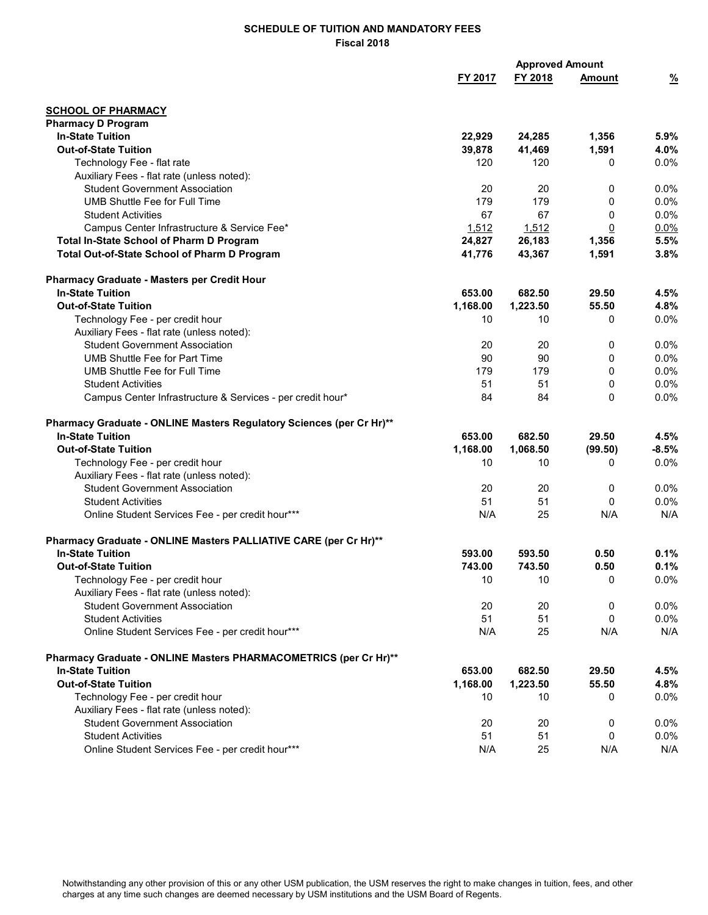**SCHEDULE OF TUITION AND MANDATORY FEES**
**Fiscal 2018**

| | FY 2017 | FY 2018 | Approved Amount | % |
|---|---|---|---|---|
| **SCHOOL OF PHARMACY** | | | | |
| **Pharmacy D Program** | | | | |
| **In-State Tuition** | **22,929** | **24,285** | **1,356** | **5.9%** |
| **Out-of-State Tuition** | **39,878** | **41,469** | **1,591** | **4.0%** |
| Technology Fee - flat rate | 120 | 120 | 0 | 0.0% |
| Auxiliary Fees - flat rate (unless noted): | | | | |
| Student Government Association | 20 | 20 | 0 | 0.0% |
| UMB Shuttle Fee for Full Time | 179 | 179 | 0 | 0.0% |
| Student Activities | 67 | 67 | 0 | 0.0% |
| Campus Center Infrastructure & Service Fee* | 1,512 | 1,512 | 0 | 0.0% |
| **Total In-State School of Pharm D Program** | **24,827** | **26,183** | **1,356** | **5.5%** |
| **Total Out-of-State School of Pharm D Program** | **41,776** | **43,367** | **1,591** | **3.8%** |
| | | | | |
| **Pharmacy Graduate - Masters per Credit Hour** | | | | |
| **In-State Tuition** | **653.00** | **682.50** | **29.50** | **4.5%** |
| **Out-of-State Tuition** | **1,168.00** | **1,223.50** | **55.50** | **4.8%** |
| Technology Fee - per credit hour | 10 | 10 | 0 | 0.0% |
| Auxiliary Fees - flat rate (unless noted): | | | | |
| Student Government Association | 20 | 20 | 0 | 0.0% |
| UMB Shuttle Fee for Part Time | 90 | 90 | 0 | 0.0% |
| UMB Shuttle Fee for Full Time | 179 | 179 | 0 | 0.0% |
| Student Activities | 51 | 51 | 0 | 0.0% |
| Campus Center Infrastructure & Services - per credit hour* | 84 | 84 | 0 | 0.0% |
| | | | | |
| **Pharmacy Graduate - ONLINE Masters Regulatory Sciences (per Cr Hr)**** | | | | |
| **In-State Tuition** | **653.00** | **682.50** | **29.50** | **4.5%** |
| **Out-of-State Tuition** | **1,168.00** | **1,068.50** | **(99.50)** | **-8.5%** |
| Technology Fee - per credit hour | 10 | 10 | 0 | 0.0% |
| Auxiliary Fees - flat rate (unless noted): | | | | |
| Student Government Association | 20 | 20 | 0 | 0.0% |
| Student Activities | 51 | 51 | 0 | 0.0% |
| Online Student Services Fee - per credit hour*** | N/A | 25 | N/A | N/A |
| | | | | |
| **Pharmacy Graduate - ONLINE Masters PALLIATIVE CARE (per Cr Hr)**** | | | | |
| **In-State Tuition** | **593.00** | **593.50** | **0.50** | **0.1%** |
| **Out-of-State Tuition** | **743.00** | **743.50** | **0.50** | **0.1%** |
| Technology Fee - per credit hour | 10 | 10 | 0 | 0.0% |
| Auxiliary Fees - flat rate (unless noted): | | | | |
| Student Government Association | 20 | 20 | 0 | 0.0% |
| Student Activities | 51 | 51 | 0 | 0.0% |
| Online Student Services Fee - per credit hour*** | N/A | 25 | N/A | N/A |
| | | | | |
| **Pharmacy Graduate - ONLINE Masters PHARMACOMETRICS (per Cr Hr)**** | | | | |
| **In-State Tuition** | **653.00** | **682.50** | **29.50** | **4.5%** |
| **Out-of-State Tuition** | **1,168.00** | **1,223.50** | **55.50** | **4.8%** |
| Technology Fee - per credit hour | 10 | 10 | 0 | 0.0% |
| Auxiliary Fees - flat rate (unless noted): | | | | |
| Student Government Association | 20 | 20 | 0 | 0.0% |
| Student Activities | 51 | 51 | 0 | 0.0% |
| Online Student Services Fee - per credit hour*** | N/A | 25 | N/A | N/A |

Notwithstanding any other provision of this or any other USM publication, the USM reserves the right to make changes in tuition, fees, and other charges at any time such changes are deemed necessary by USM institutions and the USM Board of Regents.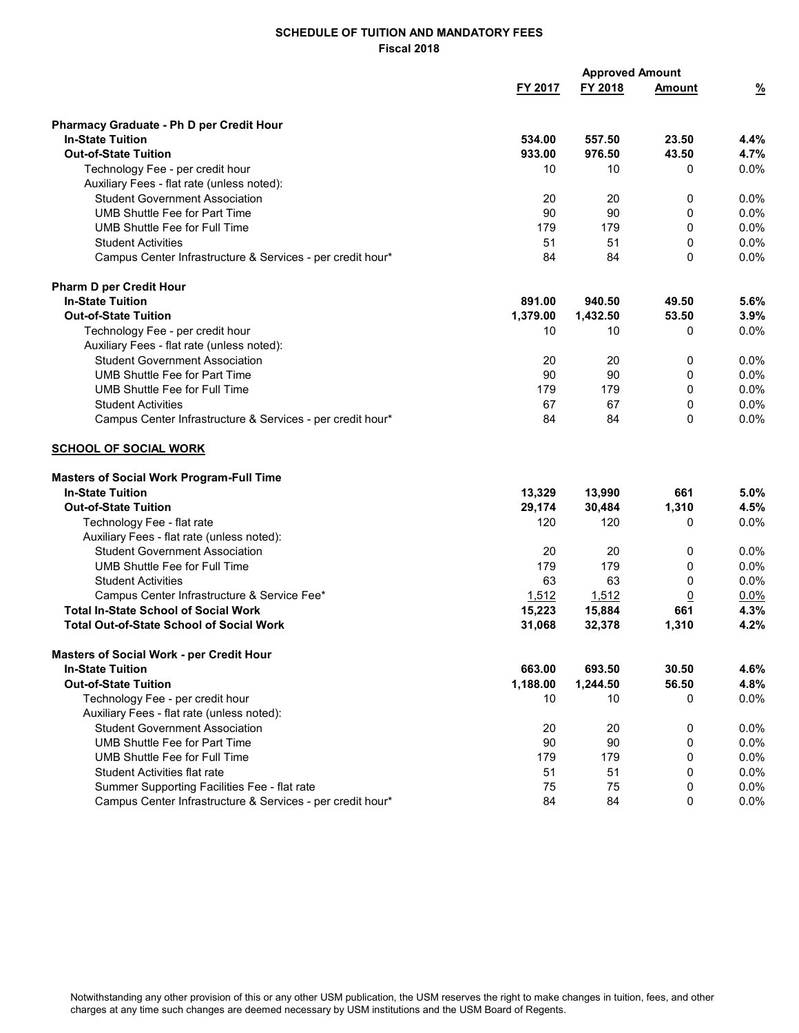**SCHEDULE OF TUITION AND MANDATORY FEES**
**Fiscal 2018**

| | | Approved Amount | | |
|---|---|---|---|---|
| | **FY 2017** | **FY 2018** | **Amount** | **%** |
| **Pharmacy Graduate - Ph D per Credit Hour** | | | | |
| **In-State Tuition** | **534.00** | **557.50** | **23.50** | **4.4%** |
| **Out-of-State Tuition** | **933.00** | **976.50** | **43.50** | **4.7%** |
| Technology Fee - per credit hour | 10 | 10 | 0 | 0.0% |
| Auxiliary Fees - flat rate (unless noted): | | | | |
| Student Government Association | 20 | 20 | 0 | 0.0% |
| UMB Shuttle Fee for Part Time | 90 | 90 | 0 | 0.0% |
| UMB Shuttle Fee for Full Time | 179 | 179 | 0 | 0.0% |
| Student Activities | 51 | 51 | 0 | 0.0% |
| Campus Center Infrastructure & Services - per credit hour* | 84 | 84 | 0 | 0.0% |
| **Pharm D per Credit Hour** | | | | |
| **In-State Tuition** | **891.00** | **940.50** | **49.50** | **5.6%** |
| **Out-of-State Tuition** | **1,379.00** | **1,432.50** | **53.50** | **3.9%** |
| Technology Fee - per credit hour | 10 | 10 | 0 | 0.0% |
| Auxiliary Fees - flat rate (unless noted): | | | | |
| Student Government Association | 20 | 20 | 0 | 0.0% |
| UMB Shuttle Fee for Part Time | 90 | 90 | 0 | 0.0% |
| UMB Shuttle Fee for Full Time | 179 | 179 | 0 | 0.0% |
| Student Activities | 67 | 67 | 0 | 0.0% |
| Campus Center Infrastructure & Services - per credit hour* | 84 | 84 | 0 | 0.0% |
| **SCHOOL OF SOCIAL WORK** | | | | |
| **Masters of Social Work Program-Full Time** | | | | |
| **In-State Tuition** | **13,329** | **13,990** | **661** | **5.0%** |
| **Out-of-State Tuition** | **29,174** | **30,484** | **1,310** | **4.5%** |
| Technology Fee - flat rate | 120 | 120 | 0 | 0.0% |
| Auxiliary Fees - flat rate (unless noted): | | | | |
| Student Government Association | 20 | 20 | 0 | 0.0% |
| UMB Shuttle Fee for Full Time | 179 | 179 | 0 | 0.0% |
| Student Activities | 63 | 63 | 0 | 0.0% |
| Campus Center Infrastructure & Service Fee* | 1,512 | 1,512 | 0 | 0.0% |
| **Total In-State School of Social Work** | **15,223** | **15,884** | **661** | **4.3%** |
| **Total Out-of-State School of Social Work** | **31,068** | **32,378** | **1,310** | **4.2%** |
| **Masters of Social Work - per Credit Hour** | | | | |
| **In-State Tuition** | **663.00** | **693.50** | **30.50** | **4.6%** |
| **Out-of-State Tuition** | **1,188.00** | **1,244.50** | **56.50** | **4.8%** |
| Technology Fee - per credit hour | 10 | 10 | 0 | 0.0% |
| Auxiliary Fees - flat rate (unless noted): | | | | |
| Student Government Association | 20 | 20 | 0 | 0.0% |
| UMB Shuttle Fee for Part Time | 90 | 90 | 0 | 0.0% |
| UMB Shuttle Fee for Full Time | 179 | 179 | 0 | 0.0% |
| Student Activities flat rate | 51 | 51 | 0 | 0.0% |
| Summer Supporting Facilities Fee - flat rate | 75 | 75 | 0 | 0.0% |
| Campus Center Infrastructure & Services - per credit hour* | 84 | 84 | 0 | 0.0% |

Notwithstanding any other provision of this or any other USM publication, the USM reserves the right to make changes in tuition, fees, and other charges at any time such changes are deemed necessary by USM institutions and the USM Board of Regents.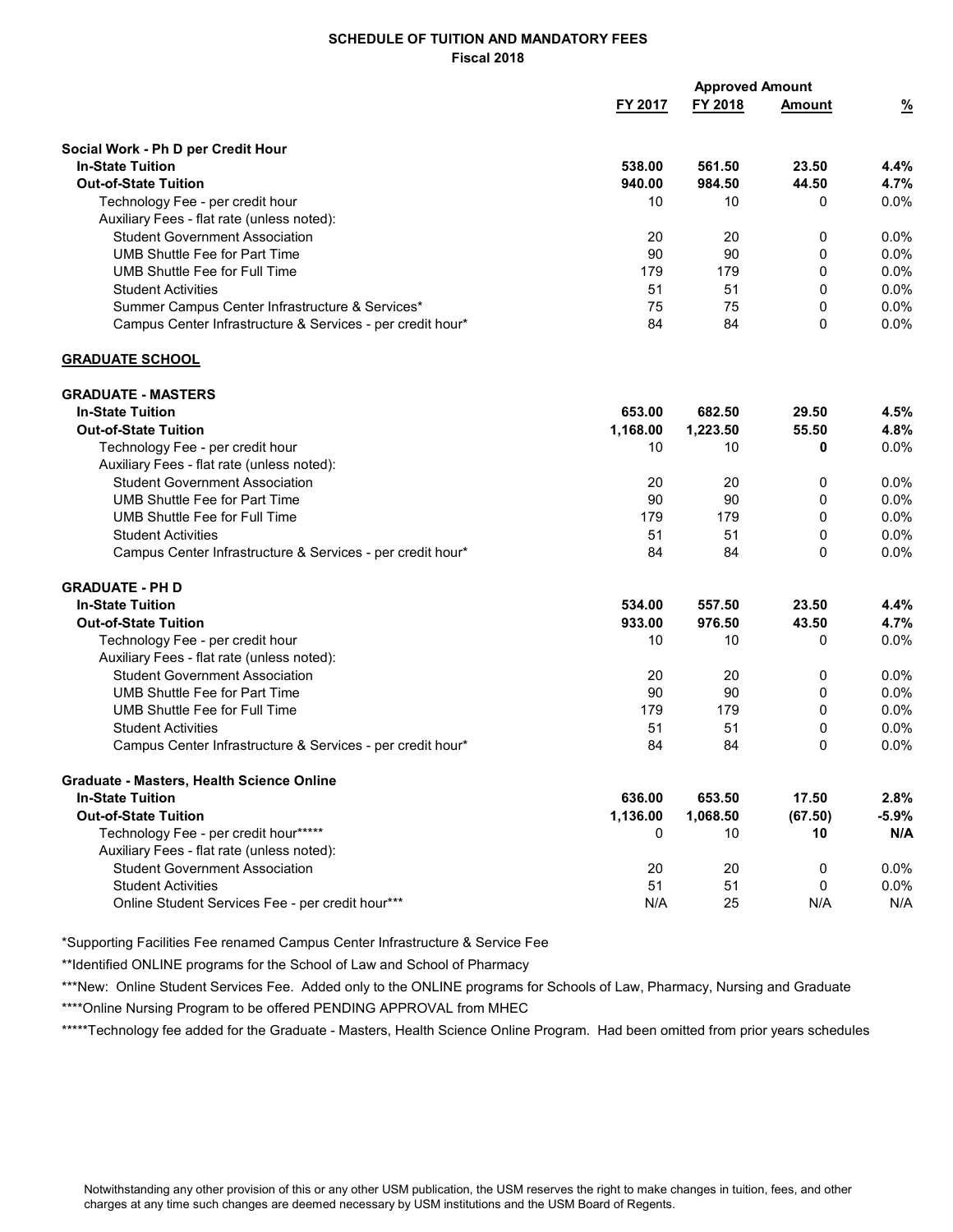**SCHEDULE OF TUITION AND MANDATORY FEES**
**Fiscal 2018**

| | FY 2017 | FY 2018 | Approved Amount | % |
|---|---|---|---|---|
| **Social Work - Ph D per Credit Hour** | | | | |
| **In-State Tuition** | **538.00** | **561.50** | **23.50** | **4.4%** |
| **Out-of-State Tuition** | **940.00** | **984.50** | **44.50** | **4.7%** |
| Technology Fee - per credit hour | 10 | 10 | 0 | 0.0% |
| Auxiliary Fees - flat rate (unless noted): | | | | |
| Student Government Association | 20 | 20 | 0 | 0.0% |
| UMB Shuttle Fee for Part Time | 90 | 90 | 0 | 0.0% |
| UMB Shuttle Fee for Full Time | 179 | 179 | 0 | 0.0% |
| Student Activities | 51 | 51 | 0 | 0.0% |
| Summer Campus Center Infrastructure & Services* | 75 | 75 | 0 | 0.0% |
| Campus Center Infrastructure & Services - per credit hour* | 84 | 84 | 0 | 0.0% |
| **GRADUATE SCHOOL** | | | | |
| **GRADUATE - MASTERS** | | | | |
| **In-State Tuition** | **653.00** | **682.50** | **29.50** | **4.5%** |
| **Out-of-State Tuition** | **1,168.00** | **1,223.50** | **55.50** | **4.8%** |
| Technology Fee - per credit hour | 10 | 10 | **0** | 0.0% |
| Auxiliary Fees - flat rate (unless noted): | | | | |
| Student Government Association | 20 | 20 | 0 | 0.0% |
| UMB Shuttle Fee for Part Time | 90 | 90 | 0 | 0.0% |
| UMB Shuttle Fee for Full Time | 179 | 179 | 0 | 0.0% |
| Student Activities | 51 | 51 | 0 | 0.0% |
| Campus Center Infrastructure & Services - per credit hour* | 84 | 84 | 0 | 0.0% |
| **GRADUATE - PH D** | | | | |
| **In-State Tuition** | **534.00** | **557.50** | **23.50** | **4.4%** |
| **Out-of-State Tuition** | **933.00** | **976.50** | **43.50** | **4.7%** |
| Technology Fee - per credit hour | 10 | 10 | 0 | 0.0% |
| Auxiliary Fees - flat rate (unless noted): | | | | |
| Student Government Association | 20 | 20 | 0 | 0.0% |
| UMB Shuttle Fee for Part Time | 90 | 90 | 0 | 0.0% |
| UMB Shuttle Fee for Full Time | 179 | 179 | 0 | 0.0% |
| Student Activities | 51 | 51 | 0 | 0.0% |
| Campus Center Infrastructure & Services - per credit hour* | 84 | 84 | 0 | 0.0% |
| **Graduate - Masters, Health Science Online** | | | | |
| **In-State Tuition** | **636.00** | **653.50** | **17.50** | **2.8%** |
| **Out-of-State Tuition** | **1,136.00** | **1,068.50** | **(67.50)** | **-5.9%** |
| Technology Fee - per credit hour***** | 0 | 10 | **10** | **N/A** |
| Auxiliary Fees - flat rate (unless noted): | | | | |
| Student Government Association | 20 | 20 | 0 | 0.0% |
| Student Activities | 51 | 51 | 0 | 0.0% |
| Online Student Services Fee - per credit hour*** | N/A | 25 | N/A | N/A |

*Supporting Facilities Fee renamed Campus Center Infrastructure & Service Fee

**Identified ONLINE programs for the School of Law and School of Pharmacy

***New: Online Student Services Fee. Added only to the ONLINE programs for Schools of Law, Pharmacy, Nursing and Graduate

****Online Nursing Program to be offered PENDING APPROVAL from MHEC

*****Technology fee added for the Graduate - Masters, Health Science Online Program. Had been omitted from prior years schedules

Notwithstanding any other provision of this or any other USM publication, the USM reserves the right to make changes in tuition, fees, and other charges at any time such changes are deemed necessary by USM institutions and the USM Board of Regents.